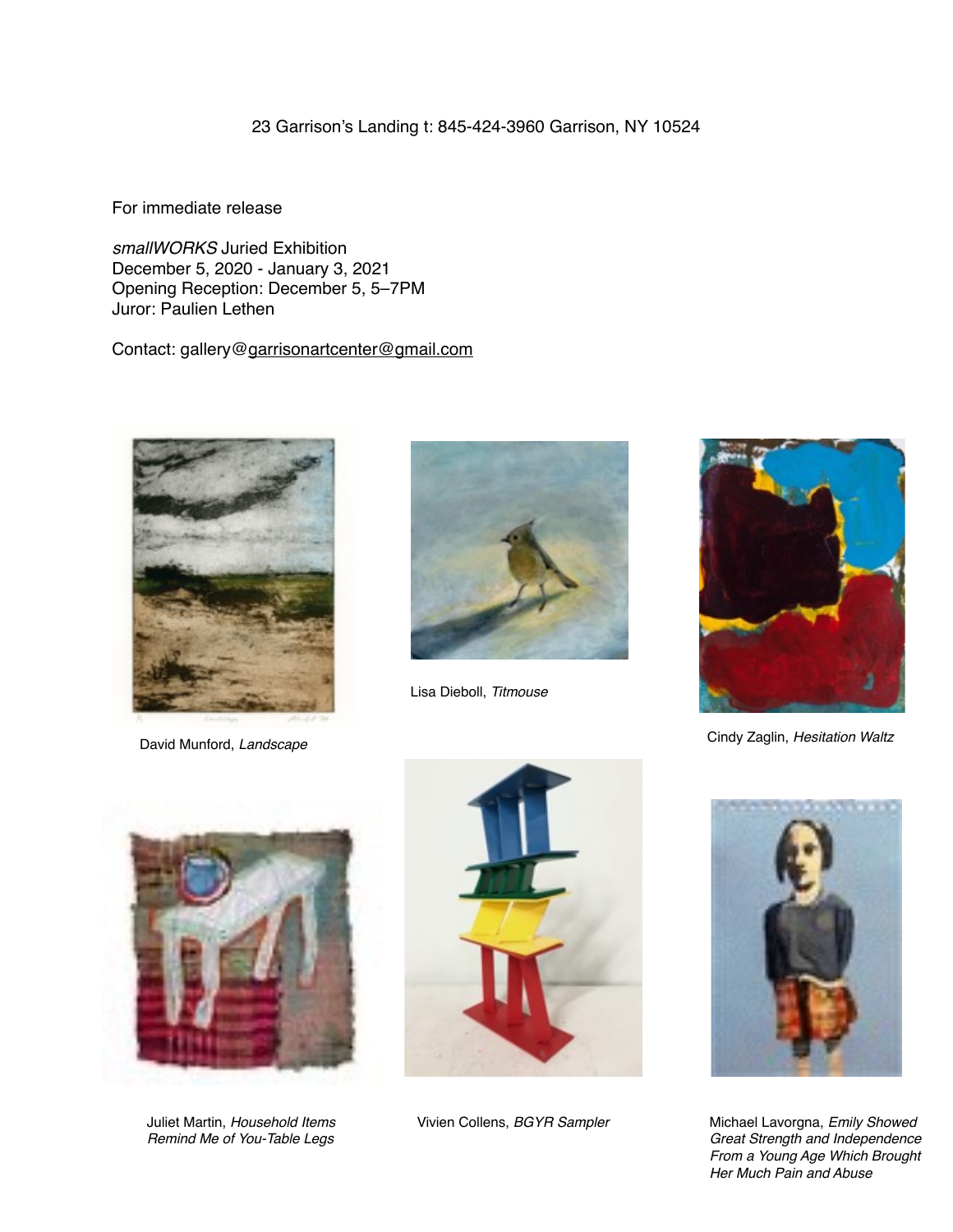23 Garrison's Landing t: 845-424-3960 Garrison, NY 10524

For immediate release

*smallWORKS* Juried Exhibition
December 5, 2020 - January 3, 2021
Opening Reception: December 5, 5–7PM
Juror: Paulien Lethen

Contact: gallery@garrisonartcenter@gmail.com

David Munford, *Landscape*

Lisa Dieboll, *Titmouse*

Cindy Zaglin, *Hesitation Waltz*

Juliet Martin, *Household Items Remind Me of You-Table Legs*

Vivien Collens, *BGYR Sampler*

Michael Lavorgna, *Emily Showed Great Strength and Independence From a Young Age Which Brought Her Much Pain and Abuse*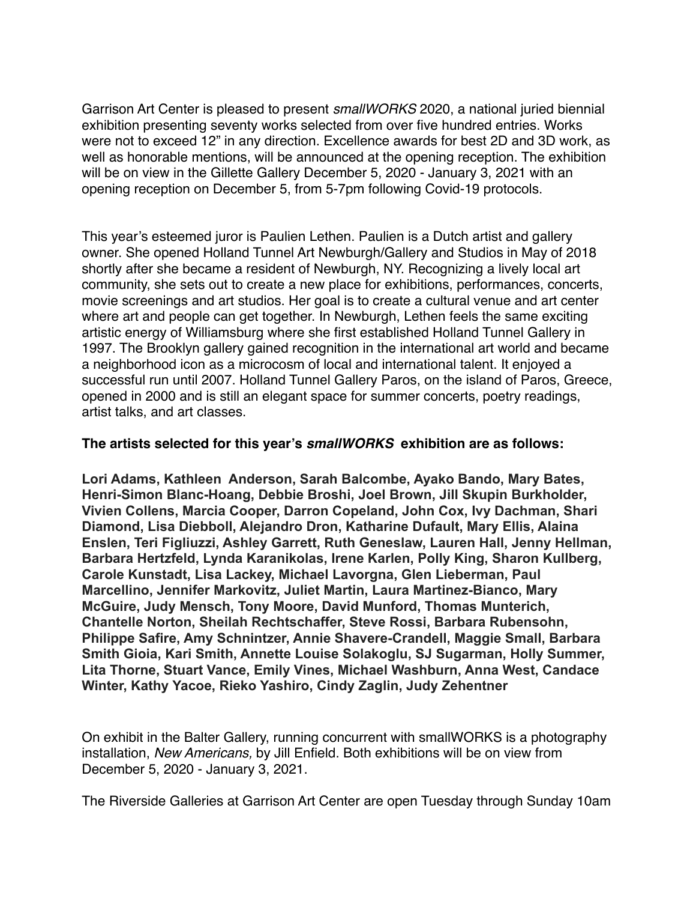Garrison Art Center is pleased to present *smallWORKS* 2020, a national juried biennial exhibition presenting seventy works selected from over five hundred entries. Works were not to exceed 12" in any direction. Excellence awards for best 2D and 3D work, as well as honorable mentions, will be announced at the opening reception. The exhibition will be on view in the Gillette Gallery December 5, 2020 - January 3, 2021 with an opening reception on December 5, from 5-7pm following Covid-19 protocols.

This year's esteemed juror is Paulien Lethen. Paulien is a Dutch artist and gallery owner. She opened Holland Tunnel Art Newburgh/Gallery and Studios in May of 2018 shortly after she became a resident of Newburgh, NY. Recognizing a lively local art community, she sets out to create a new place for exhibitions, performances, concerts, movie screenings and art studios. Her goal is to create a cultural venue and art center where art and people can get together. In Newburgh, Lethen feels the same exciting artistic energy of Williamsburg where she first established Holland Tunnel Gallery in 1997. The Brooklyn gallery gained recognition in the international art world and became a neighborhood icon as a microcosm of local and international talent. It enjoyed a successful run until 2007. Holland Tunnel Gallery Paros, on the island of Paros, Greece, opened in 2000 and is still an elegant space for summer concerts, poetry readings, artist talks, and art classes.

**The artists selected for this year's *smallWORKS* exhibition are as follows:**

**Lori Adams, Kathleen Anderson, Sarah Balcombe, Ayako Bando, Mary Bates, Henri-Simon Blanc-Hoang, Debbie Broshi, Joel Brown, Jill Skupin Burkholder, Vivien Collens, Marcia Cooper, Darron Copeland, John Cox, Ivy Dachman, Shari Diamond, Lisa Diebboll, Alejandro Dron, Katharine Dufault, Mary Ellis, Alaina Enslen, Teri Figliuzzi, Ashley Garrett, Ruth Geneslaw, Lauren Hall, Jenny Hellman, Barbara Hertzfeld, Lynda Karanikolas, Irene Karlen, Polly King, Sharon Kullberg, Carole Kunstadt, Lisa Lackey, Michael Lavorgna, Glen Lieberman, Paul Marcellino, Jennifer Markovitz, Juliet Martin, Laura Martinez-Bianco, Mary McGuire, Judy Mensch, Tony Moore, David Munford, Thomas Munterich, Chantelle Norton, Sheilah Rechtschaffer, Steve Rossi, Barbara Rubensohn, Philippe Safire, Amy Schnintzer, Annie Shavere-Crandell, Maggie Small, Barbara Smith Gioia, Kari Smith, Annette Louise Solakoglu, SJ Sugarman, Holly Summer, Lita Thorne, Stuart Vance, Emily Vines, Michael Washburn, Anna West, Candace Winter, Kathy Yacoe, Rieko Yashiro, Cindy Zaglin, Judy Zehentner**

On exhibit in the Balter Gallery, running concurrent with smallWORKS is a photography installation, *New Americans,* by Jill Enfield. Both exhibitions will be on view from December 5, 2020 - January 3, 2021.

The Riverside Galleries at Garrison Art Center are open Tuesday through Sunday 10am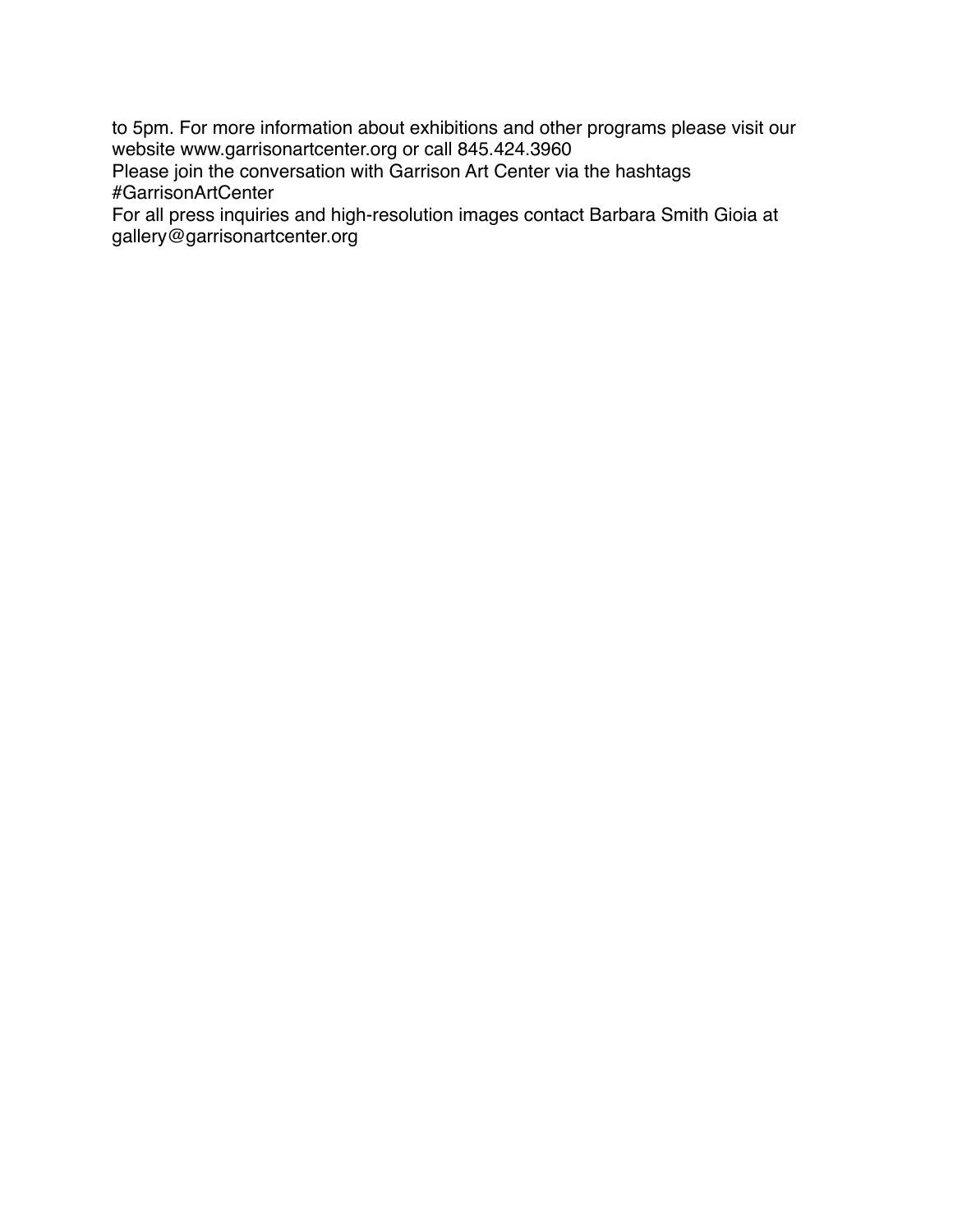to 5pm. For more information about exhibitions and other programs please visit our website www.garrisonartcenter.org or call 845.424.3960

Please join the conversation with Garrison Art Center via the hashtags #GarrisonArtCenter

For all press inquiries and high-resolution images contact Barbara Smith Gioia at gallery@garrisonartcenter.org